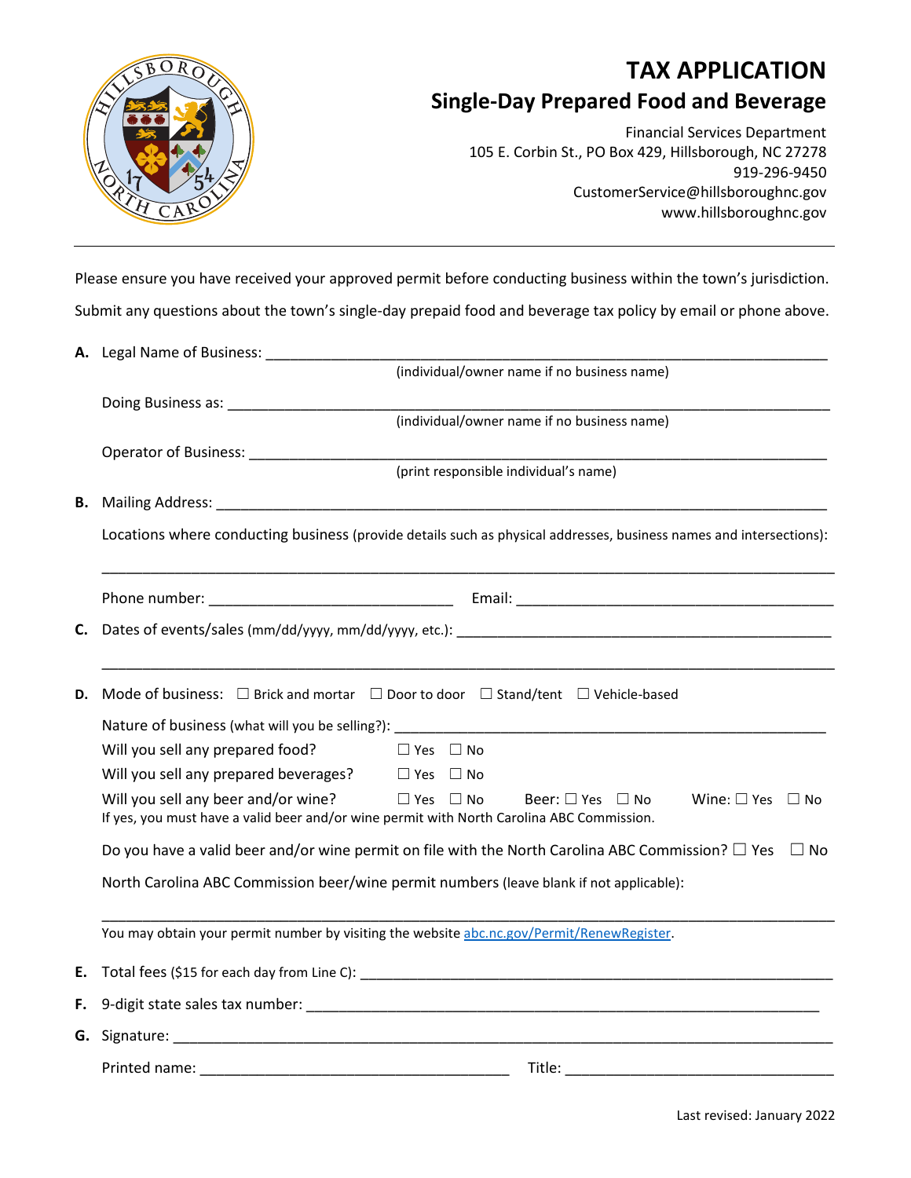# TAX APPLICATION

## Single-Day Prepared Food and Beverage

Financial Services Department
105 E. Corbin St., PO Box 429, Hillsborough, NC 27278
919-296-9450
CustomerService@hillsboroughnc.gov
www.hillsboroughnc.gov

---

Please ensure you have received your approved permit before conducting business within the town's jurisdiction.

Submit any questions about the town's single-day prepaid food and beverage tax policy by email or phone above.

**A.** Legal Name of Business: ____________________________________________
(individual/owner name if no business name)

Doing Business as: ____________________________________________
(individual/owner name if no business name)

Operator of Business: ____________________________________________
(print responsible individual's name)

**B.** Mailing Address: ____________________________________________

Locations where conducting business (provide details such as physical addresses, business names and intersections):

____________________________________________

Phone number: ____________________ Email: ____________________________

**C.** Dates of events/sales (mm/dd/yyyy, mm/dd/yyyy, etc.): ____________________________

____________________________________________

**D.** Mode of business: ☐ Brick and mortar ☐ Door to door ☐ Stand/tent ☐ Vehicle-based

Nature of business (what will you be selling?): ____________________________

Will you sell any prepared food? ☐ Yes ☐ No

Will you sell any prepared beverages? ☐ Yes ☐ No

Will you sell any beer and/or wine? ☐ Yes ☐ No Beer: ☐ Yes ☐ No Wine: ☐ Yes ☐ No
If yes, you must have a valid beer and/or wine permit with North Carolina ABC Commission.

Do you have a valid beer and/or wine permit on file with the North Carolina ABC Commission? ☐ Yes ☐ No

North Carolina ABC Commission beer/wine permit numbers (leave blank if not applicable):

____________________________________________

You may obtain your permit number by visiting the website abc.nc.gov/Permit/RenewRegister.

**E.** Total fees ($15 for each day from Line C): ____________________________

**F.** 9-digit state sales tax number: ____________________________

**G.** Signature: ____________________________________________

Printed name: ____________________ Title: ____________________

Last revised: January 2022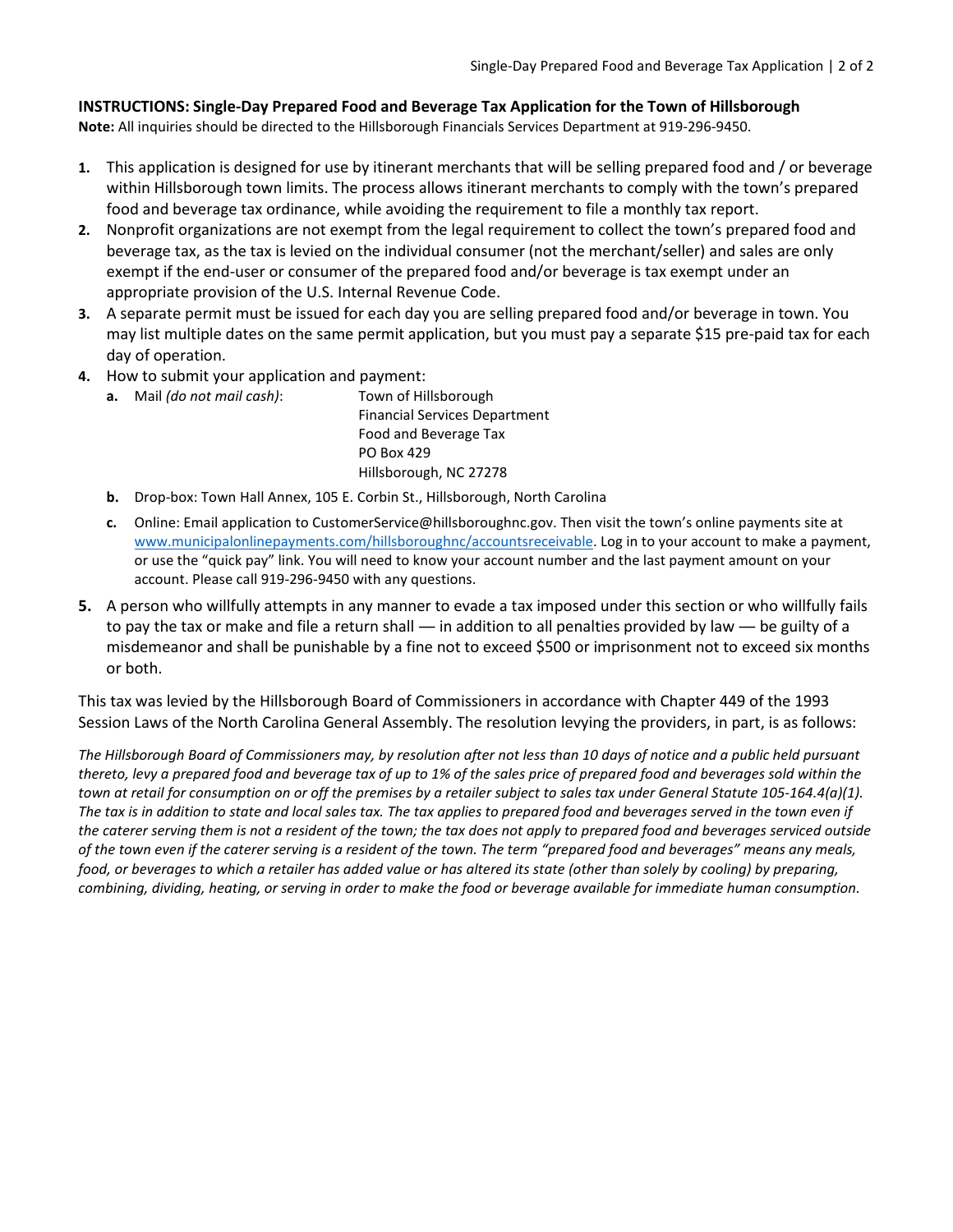**INSTRUCTIONS: Single-Day Prepared Food and Beverage Tax Application for the Town of Hillsborough**

**Note:** All inquiries should be directed to the Hillsborough Financials Services Department at 919-296-9450.

1. This application is designed for use by itinerant merchants that will be selling prepared food and / or beverage within Hillsborough town limits. The process allows itinerant merchants to comply with the town's prepared food and beverage tax ordinance, while avoiding the requirement to file a monthly tax report.
2. Nonprofit organizations are not exempt from the legal requirement to collect the town's prepared food and beverage tax, as the tax is levied on the individual consumer (not the merchant/seller) and sales are only exempt if the end-user or consumer of the prepared food and/or beverage is tax exempt under an appropriate provision of the U.S. Internal Revenue Code.
3. A separate permit must be issued for each day you are selling prepared food and/or beverage in town. You may list multiple dates on the same permit application, but you must pay a separate $15 pre-paid tax for each day of operation.
4. How to submit your application and payment:
   a. Mail *(do not mail cash)*: Town of Hillsborough
      Financial Services Department
      Food and Beverage Tax
      PO Box 429
      Hillsborough, NC 27278
   b. Drop-box: Town Hall Annex, 105 E. Corbin St., Hillsborough, North Carolina
   c. Online: Email application to CustomerService@hillsboroughnc.gov. Then visit the town's online payments site at www.municipalonlinepayments.com/hillsboroughnc/accountsreceivable. Log in to your account to make a payment, or use the "quick pay" link. You will need to know your account number and the last payment amount on your account. Please call 919-296-9450 with any questions.
5. A person who willfully attempts in any manner to evade a tax imposed under this section or who willfully fails to pay the tax or make and file a return shall — in addition to all penalties provided by law — be guilty of a misdemeanor and shall be punishable by a fine not to exceed $500 or imprisonment not to exceed six months or both.

This tax was levied by the Hillsborough Board of Commissioners in accordance with Chapter 449 of the 1993 Session Laws of the North Carolina General Assembly. The resolution levying the providers, in part, is as follows:

*The Hillsborough Board of Commissioners may, by resolution after not less than 10 days of notice and a public held pursuant thereto, levy a prepared food and beverage tax of up to 1% of the sales price of prepared food and beverages sold within the town at retail for consumption on or off the premises by a retailer subject to sales tax under General Statute 105-164.4(a)(1). The tax is in addition to state and local sales tax. The tax applies to prepared food and beverages served in the town even if the caterer serving them is not a resident of the town; the tax does not apply to prepared food and beverages serviced outside of the town even if the caterer serving is a resident of the town. The term "prepared food and beverages" means any meals, food, or beverages to which a retailer has added value or has altered its state (other than solely by cooling) by preparing, combining, dividing, heating, or serving in order to make the food or beverage available for immediate human consumption.*